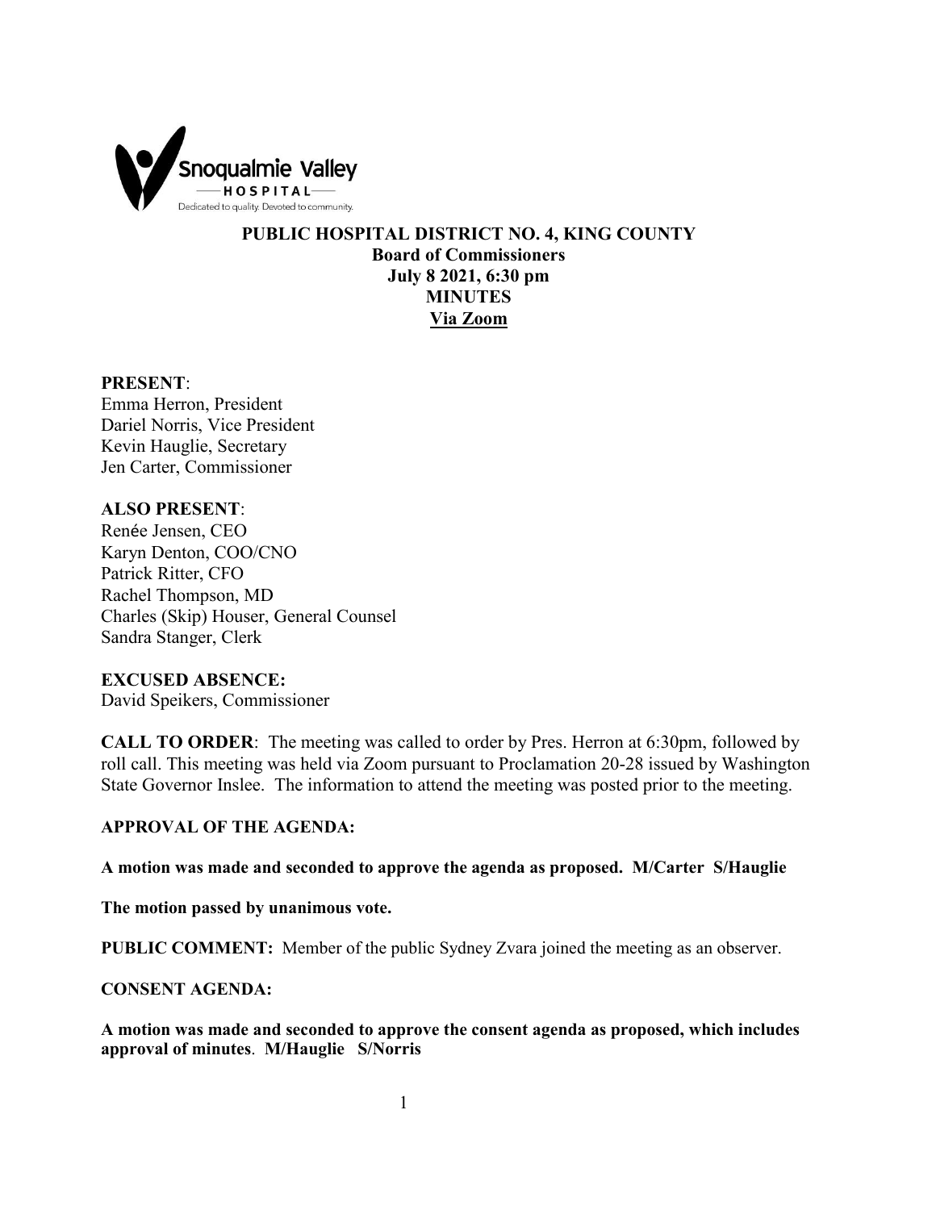**PUBLIC HOSPITAL DISTRICT NO. 4, KING COUNTY**
**Board of Commissioners**
**July 8 2021, 6:30 pm**
**MINUTES**
**Via Zoom**

**PRESENT**:
Emma Herron, President
Dariel Norris, Vice President
Kevin Hauglie, Secretary
Jen Carter, Commissioner

**ALSO PRESENT**:
Renée Jensen, CEO
Karyn Denton, COO/CNO
Patrick Ritter, CFO
Rachel Thompson, MD
Charles (Skip) Houser, General Counsel
Sandra Stanger, Clerk

**EXCUSED ABSENCE:**
David Speikers, Commissioner

**CALL TO ORDER**: The meeting was called to order by Pres. Herron at 6:30pm, followed by roll call. This meeting was held via Zoom pursuant to Proclamation 20-28 issued by Washington State Governor Inslee. The information to attend the meeting was posted prior to the meeting.

**APPROVAL OF THE AGENDA:**

**A motion was made and seconded to approve the agenda as proposed. M/Carter S/Hauglie**

**The motion passed by unanimous vote.**

**PUBLIC COMMENT:** Member of the public Sydney Zvara joined the meeting as an observer.

**CONSENT AGENDA:**

**A motion was made and seconded to approve the consent agenda as proposed, which includes approval of minutes**. **M/Hauglie S/Norris**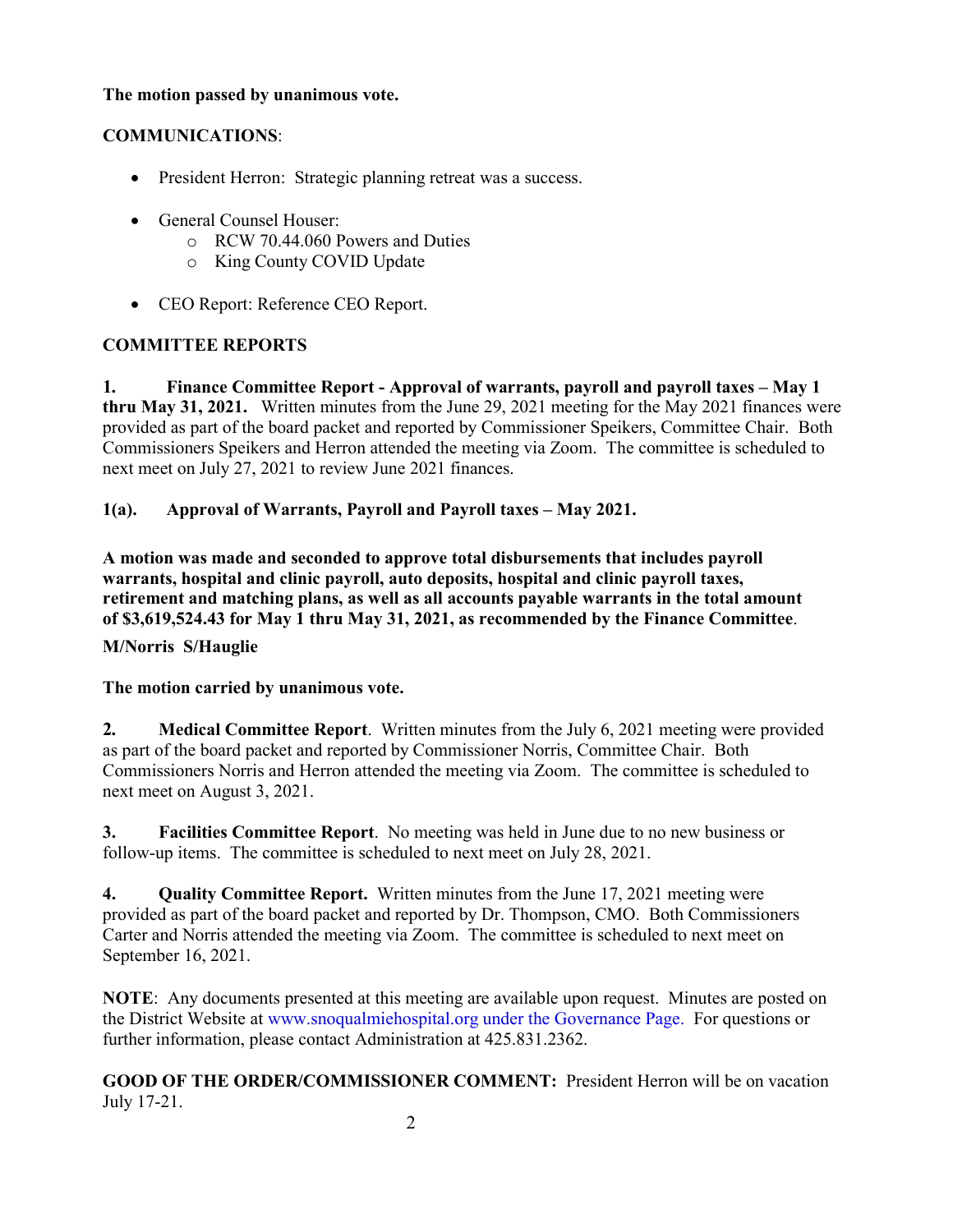**The motion passed by unanimous vote.**

**COMMUNICATIONS**:

- President Herron: Strategic planning retreat was a success.
- General Counsel Houser:
    - RCW 70.44.060 Powers and Duties
    - King County COVID Update
- CEO Report: Reference CEO Report.

**COMMITTEE REPORTS**

**1. Finance Committee Report - Approval of warrants, payroll and payroll taxes – May 1 thru May 31, 2021.** Written minutes from the June 29, 2021 meeting for the May 2021 finances were provided as part of the board packet and reported by Commissioner Speikers, Committee Chair. Both Commissioners Speikers and Herron attended the meeting via Zoom. The committee is scheduled to next meet on July 27, 2021 to review June 2021 finances.

**1(a). Approval of Warrants, Payroll and Payroll taxes – May 2021.**

**A motion was made and seconded to approve total disbursements that includes payroll warrants, hospital and clinic payroll, auto deposits, hospital and clinic payroll taxes, retirement and matching plans, as well as all accounts payable warrants in the total amount of $3,619,524.43 for May 1 thru May 31, 2021, as recommended by the Finance Committee**.

**M/Norris S/Hauglie**

**The motion carried by unanimous vote.**

**2. Medical Committee Report**. Written minutes from the July 6, 2021 meeting were provided as part of the board packet and reported by Commissioner Norris, Committee Chair. Both Commissioners Norris and Herron attended the meeting via Zoom. The committee is scheduled to next meet on August 3, 2021.

**3. Facilities Committee Report**. No meeting was held in June due to no new business or follow-up items. The committee is scheduled to next meet on July 28, 2021.

**4. Quality Committee Report.** Written minutes from the June 17, 2021 meeting were provided as part of the board packet and reported by Dr. Thompson, CMO. Both Commissioners Carter and Norris attended the meeting via Zoom. The committee is scheduled to next meet on September 16, 2021.

**NOTE**: Any documents presented at this meeting are available upon request. Minutes are posted on the District Website at www.snoqualmiehospital.org under the Governance Page. For questions or further information, please contact Administration at 425.831.2362.

**GOOD OF THE ORDER/COMMISSIONER COMMENT:** President Herron will be on vacation July 17-21.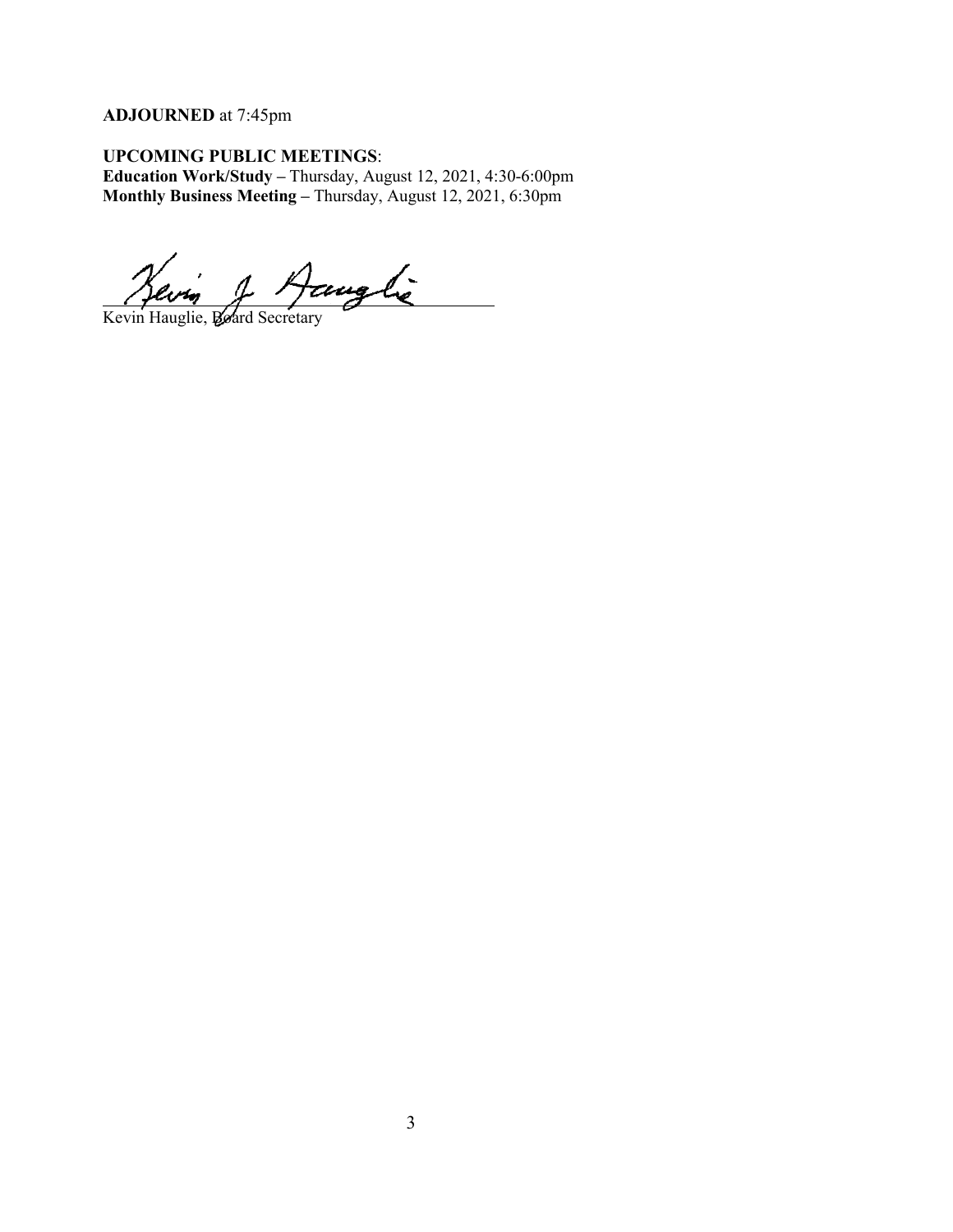**ADJOURNED** at 7:45pm

**UPCOMING PUBLIC MEETINGS**:
**Education Work/Study –** Thursday, August 12, 2021, 4:30-6:00pm
**Monthly Business Meeting –** Thursday, August 12, 2021, 6:30pm

Kevin J. Hauglie

Kevin Hauglie, Board Secretary